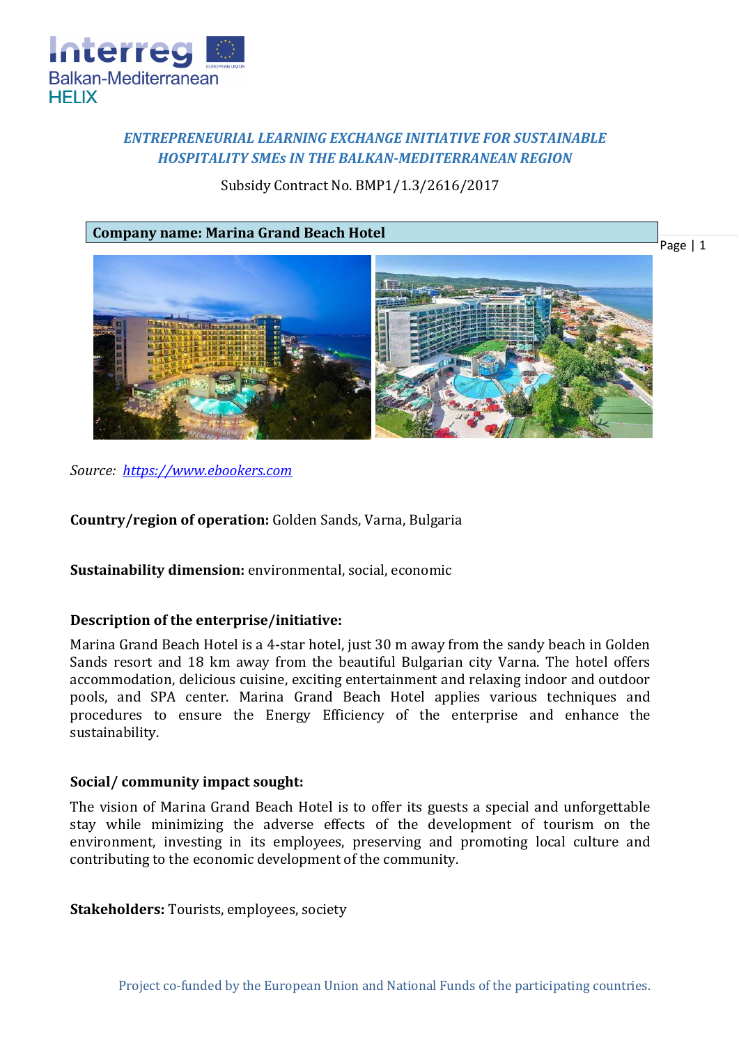*ENTREPRENEURIAL LEARNING EXCHANGE INITIATIVE FOR SUSTAINABLE HOSPITALITY SMEs IN THE BALKAN-MEDITERRANEAN REGION*

Subsidy Contract No. BMP1/1.3/2616/2017

**Company name: Marina Grand Beach Hotel**

*Source:* *https://www.ebookers.com*

**Country/region of operation:** Golden Sands, Varna, Bulgaria

**Sustainability dimension:** environmental, social, economic

**Description of the enterprise/initiative:**

Marina Grand Beach Hotel is a 4-star hotel, just 30 m away from the sandy beach in Golden Sands resort and 18 km away from the beautiful Bulgarian city Varna. The hotel offers accommodation, delicious cuisine, exciting entertainment and relaxing indoor and outdoor pools, and SPA center. Marina Grand Beach Hotel applies various techniques and procedures to ensure the Energy Efficiency of the enterprise and enhance the sustainability.

**Social/ community impact sought:**

The vision of Marina Grand Beach Hotel is to offer its guests a special and unforgettable stay while minimizing the adverse effects of the development of tourism on the environment, investing in its employees, preserving and promoting local culture and contributing to the economic development of the community.

**Stakeholders:** Tourists, employees, society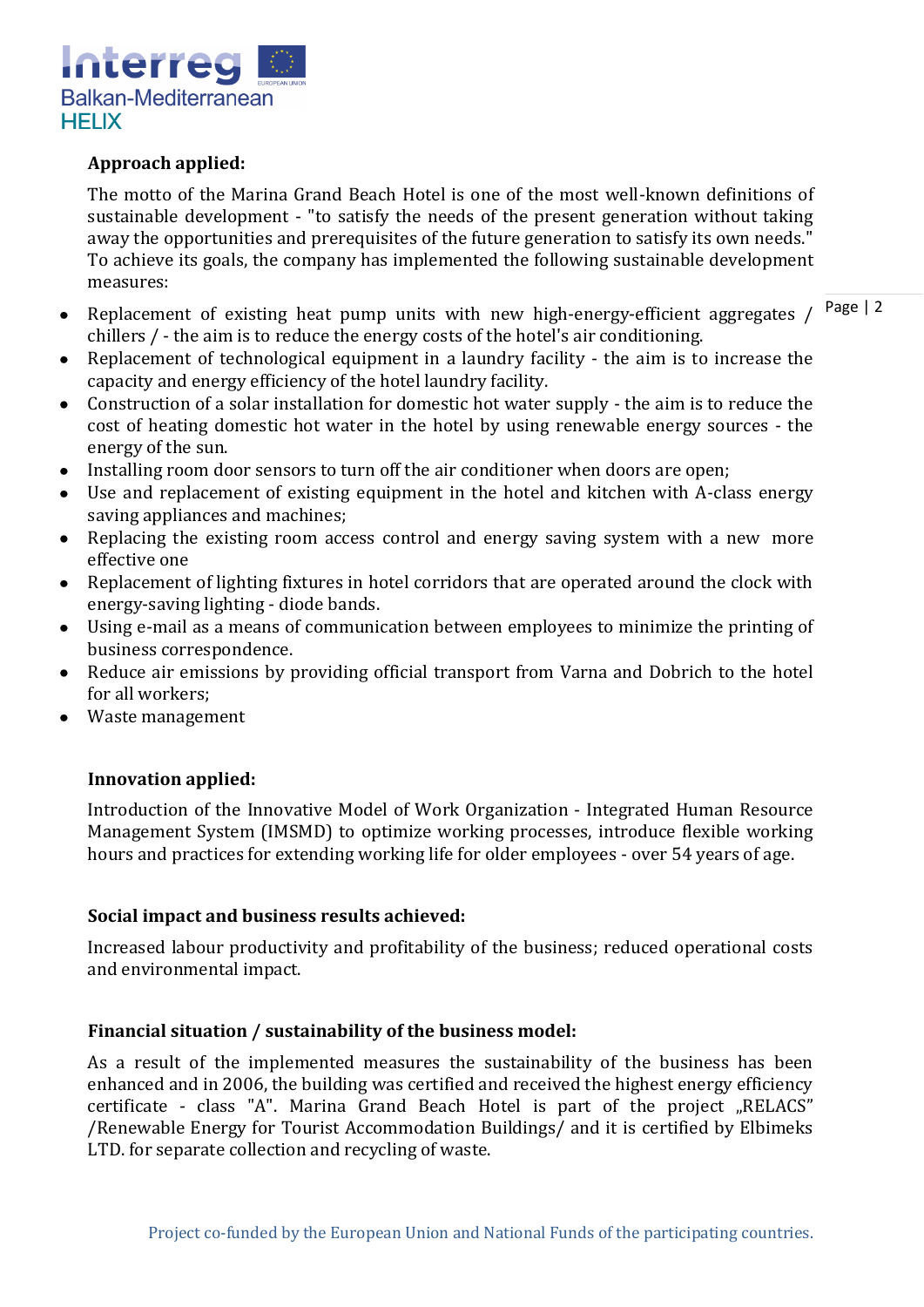**Approach applied:**

The motto of the Marina Grand Beach Hotel is one of the most well-known definitions of sustainable development - "to satisfy the needs of the present generation without taking away the opportunities and prerequisites of the future generation to satisfy its own needs." To achieve its goals, the company has implemented the following sustainable development measures:

- Replacement of existing heat pump units with new high-energy-efficient aggregates / chillers / - the aim is to reduce the energy costs of the hotel's air conditioning.
- Replacement of technological equipment in a laundry facility - the aim is to increase the capacity and energy efficiency of the hotel laundry facility.
- Construction of a solar installation for domestic hot water supply - the aim is to reduce the cost of heating domestic hot water in the hotel by using renewable energy sources - the energy of the sun.
- Installing room door sensors to turn off the air conditioner when doors are open;
- Use and replacement of existing equipment in the hotel and kitchen with A-class energy saving appliances and machines;
- Replacing the existing room access control and energy saving system with a new more effective one
- Replacement of lighting fixtures in hotel corridors that are operated around the clock with energy-saving lighting - diode bands.
- Using e-mail as a means of communication between employees to minimize the printing of business correspondence.
- Reduce air emissions by providing official transport from Varna and Dobrich to the hotel for all workers;
- Waste management

**Innovation applied:**

Introduction of the Innovative Model of Work Organization - Integrated Human Resource Management System (IMSMD) to optimize working processes, introduce flexible working hours and practices for extending working life for older employees - over 54 years of age.

**Social impact and business results achieved:**

Increased labour productivity and profitability of the business; reduced operational costs and environmental impact.

**Financial situation / sustainability of the business model:**

As a result of the implemented measures the sustainability of the business has been enhanced and in 2006, the building was certified and received the highest energy efficiency certificate - class "A". Marina Grand Beach Hotel is part of the project „RELACS" /Renewable Energy for Tourist Accommodation Buildings/ and it is certified by Elbimeks LTD. for separate collection and recycling of waste.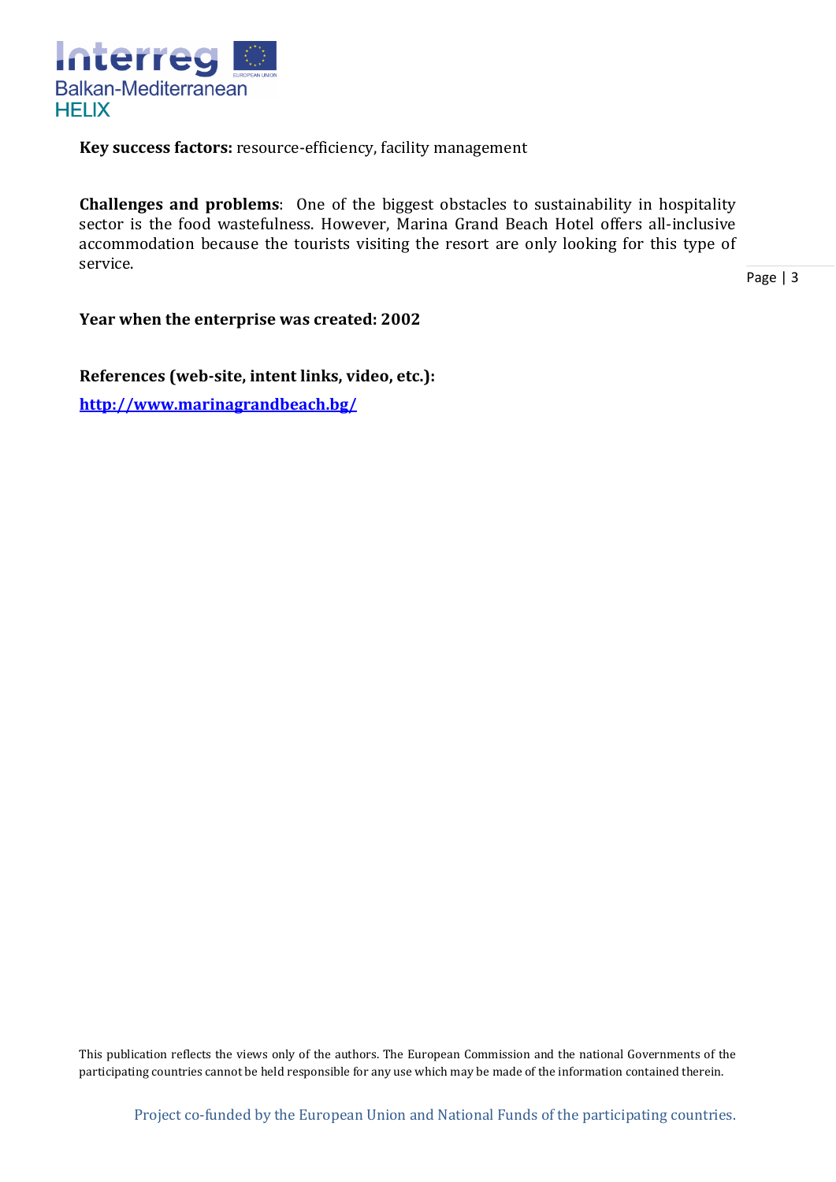**Key success factors:** resource-efficiency, facility management

**Challenges and problems**: One of the biggest obstacles to sustainability in hospitality sector is the food wastefulness. However, Marina Grand Beach Hotel offers all-inclusive accommodation because the tourists visiting the resort are only looking for this type of service.

**Year when the enterprise was created: 2002**

**References (web-site, intent links, video, etc.):**

**http://www.marinagrandbeach.bg/**

This publication reflects the views only of the authors. The European Commission and the national Governments of the participating countries cannot be held responsible for any use which may be made of the information contained therein.

Project co-funded by the European Union and National Funds of the participating countries.